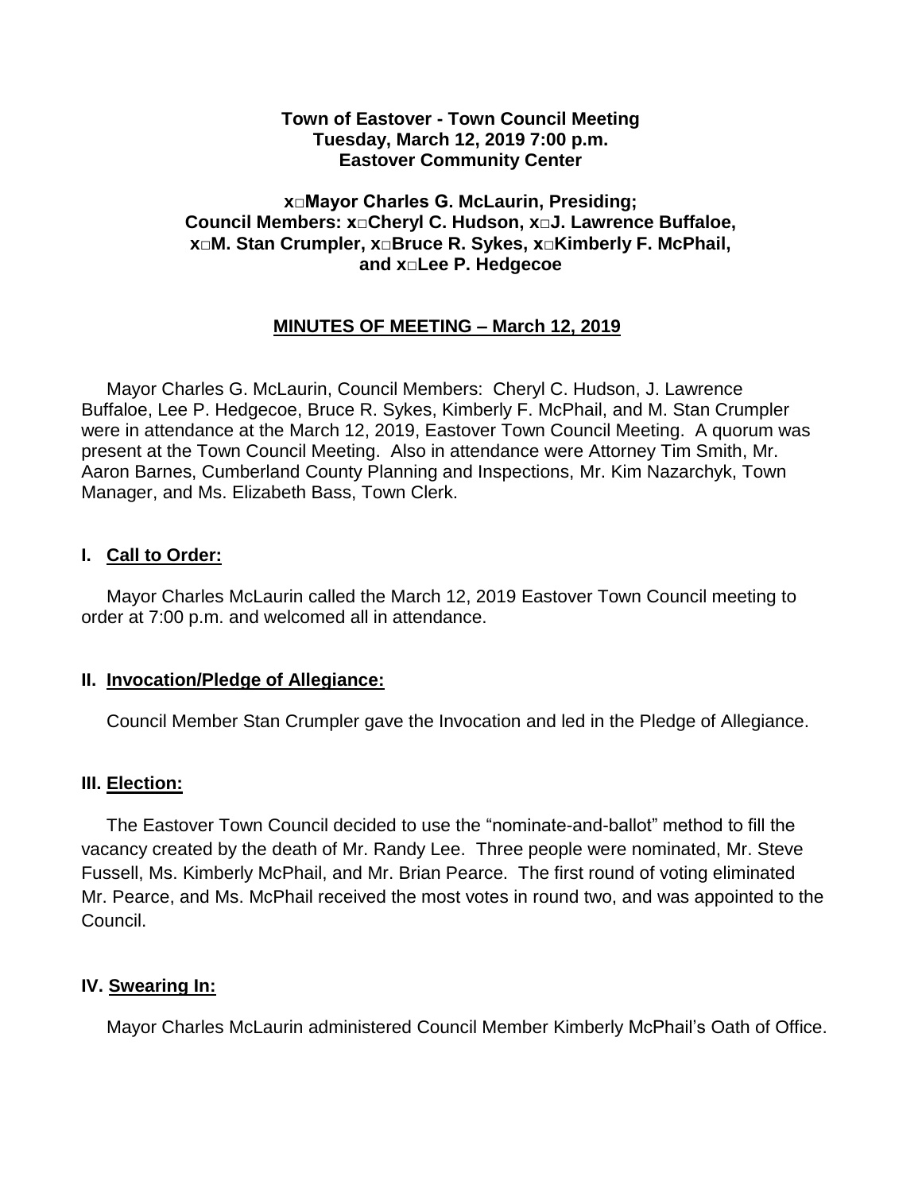**Town of Eastover - Town Council Meeting**
**Tuesday, March 12, 2019 7:00 p.m.**
**Eastover Community Center**

**x□Mayor Charles G. McLaurin, Presiding;**
**Council Members: x□Cheryl C. Hudson, x□J. Lawrence Buffaloe,**
**x□M. Stan Crumpler, x□Bruce R. Sykes, x□Kimberly F. McPhail,**
**and x□Lee P. Hedgecoe**

**MINUTES OF MEETING – March 12, 2019**

Mayor Charles G. McLaurin, Council Members: Cheryl C. Hudson, J. Lawrence Buffaloe, Lee P. Hedgecoe, Bruce R. Sykes, Kimberly F. McPhail, and M. Stan Crumpler were in attendance at the March 12, 2019, Eastover Town Council Meeting. A quorum was present at the Town Council Meeting. Also in attendance were Attorney Tim Smith, Mr. Aaron Barnes, Cumberland County Planning and Inspections, Mr. Kim Nazarchyk, Town Manager, and Ms. Elizabeth Bass, Town Clerk.

## I. Call to Order:

Mayor Charles McLaurin called the March 12, 2019 Eastover Town Council meeting to order at 7:00 p.m. and welcomed all in attendance.

## II. Invocation/Pledge of Allegiance:

Council Member Stan Crumpler gave the Invocation and led in the Pledge of Allegiance.

## III. Election:

The Eastover Town Council decided to use the "nominate-and-ballot" method to fill the vacancy created by the death of Mr. Randy Lee. Three people were nominated, Mr. Steve Fussell, Ms. Kimberly McPhail, and Mr. Brian Pearce. The first round of voting eliminated Mr. Pearce, and Ms. McPhail received the most votes in round two, and was appointed to the Council.

## IV. Swearing In:

Mayor Charles McLaurin administered Council Member Kimberly McPhail's Oath of Office.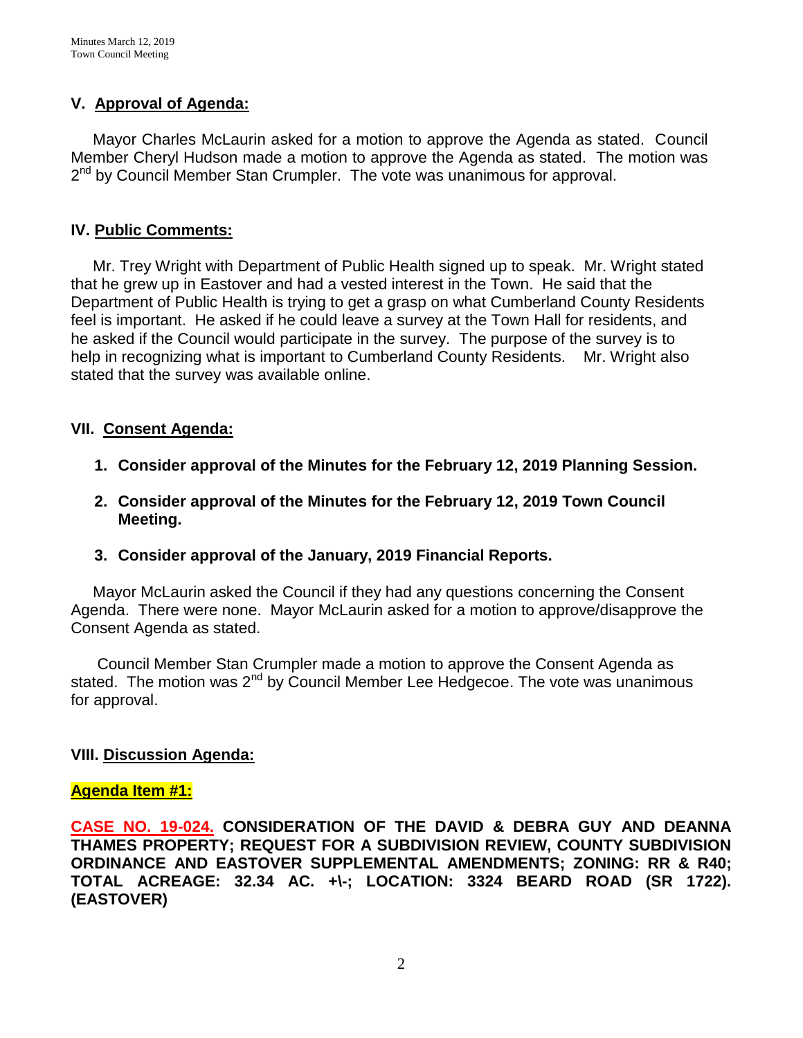## V. Approval of Agenda:

Mayor Charles McLaurin asked for a motion to approve the Agenda as stated. Council Member Cheryl Hudson made a motion to approve the Agenda as stated. The motion was 2nd by Council Member Stan Crumpler. The vote was unanimous for approval.

## IV. Public Comments:

Mr. Trey Wright with Department of Public Health signed up to speak. Mr. Wright stated that he grew up in Eastover and had a vested interest in the Town. He said that the Department of Public Health is trying to get a grasp on what Cumberland County Residents feel is important. He asked if he could leave a survey at the Town Hall for residents, and he asked if the Council would participate in the survey. The purpose of the survey is to help in recognizing what is important to Cumberland County Residents. Mr. Wright also stated that the survey was available online.

## VII. Consent Agenda:

1. **Consider approval of the Minutes for the February 12, 2019 Planning Session.**
2. **Consider approval of the Minutes for the February 12, 2019 Town Council Meeting.**
3. **Consider approval of the January, 2019 Financial Reports.**

Mayor McLaurin asked the Council if they had any questions concerning the Consent Agenda. There were none. Mayor McLaurin asked for a motion to approve/disapprove the Consent Agenda as stated.

Council Member Stan Crumpler made a motion to approve the Consent Agenda as stated. The motion was 2nd by Council Member Lee Hedgecoe. The vote was unanimous for approval.

## VIII. Discussion Agenda:

**Agenda Item #1:**

**CASE NO. 19-024. CONSIDERATION OF THE DAVID & DEBRA GUY AND DEANNA THAMES PROPERTY; REQUEST FOR A SUBDIVISION REVIEW, COUNTY SUBDIVISION ORDINANCE AND EASTOVER SUPPLEMENTAL AMENDMENTS; ZONING: RR & R40; TOTAL ACREAGE: 32.34 AC. +\-; LOCATION: 3324 BEARD ROAD (SR 1722). (EASTOVER)**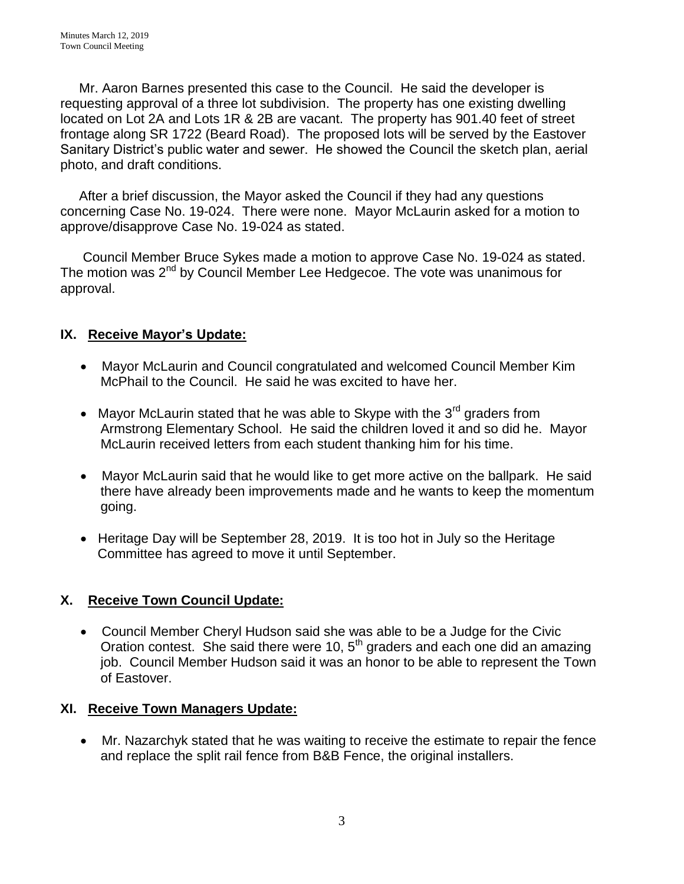Mr. Aaron Barnes presented this case to the Council. He said the developer is requesting approval of a three lot subdivision. The property has one existing dwelling located on Lot 2A and Lots 1R & 2B are vacant. The property has 901.40 feet of street frontage along SR 1722 (Beard Road). The proposed lots will be served by the Eastover Sanitary District's public water and sewer. He showed the Council the sketch plan, aerial photo, and draft conditions.

After a brief discussion, the Mayor asked the Council if they had any questions concerning Case No. 19-024. There were none. Mayor McLaurin asked for a motion to approve/disapprove Case No. 19-024 as stated.

Council Member Bruce Sykes made a motion to approve Case No. 19-024 as stated. The motion was 2nd by Council Member Lee Hedgecoe. The vote was unanimous for approval.

## IX. Receive Mayor's Update:

- Mayor McLaurin and Council congratulated and welcomed Council Member Kim McPhail to the Council. He said he was excited to have her.
- Mayor McLaurin stated that he was able to Skype with the 3rd graders from Armstrong Elementary School. He said the children loved it and so did he. Mayor McLaurin received letters from each student thanking him for his time.
- Mayor McLaurin said that he would like to get more active on the ballpark. He said there have already been improvements made and he wants to keep the momentum going.
- Heritage Day will be September 28, 2019. It is too hot in July so the Heritage Committee has agreed to move it until September.

## X. Receive Town Council Update:

- Council Member Cheryl Hudson said she was able to be a Judge for the Civic Oration contest. She said there were 10, 5th graders and each one did an amazing job. Council Member Hudson said it was an honor to be able to represent the Town of Eastover.

## XI. Receive Town Managers Update:

- Mr. Nazarchyk stated that he was waiting to receive the estimate to repair the fence and replace the split rail fence from B&B Fence, the original installers.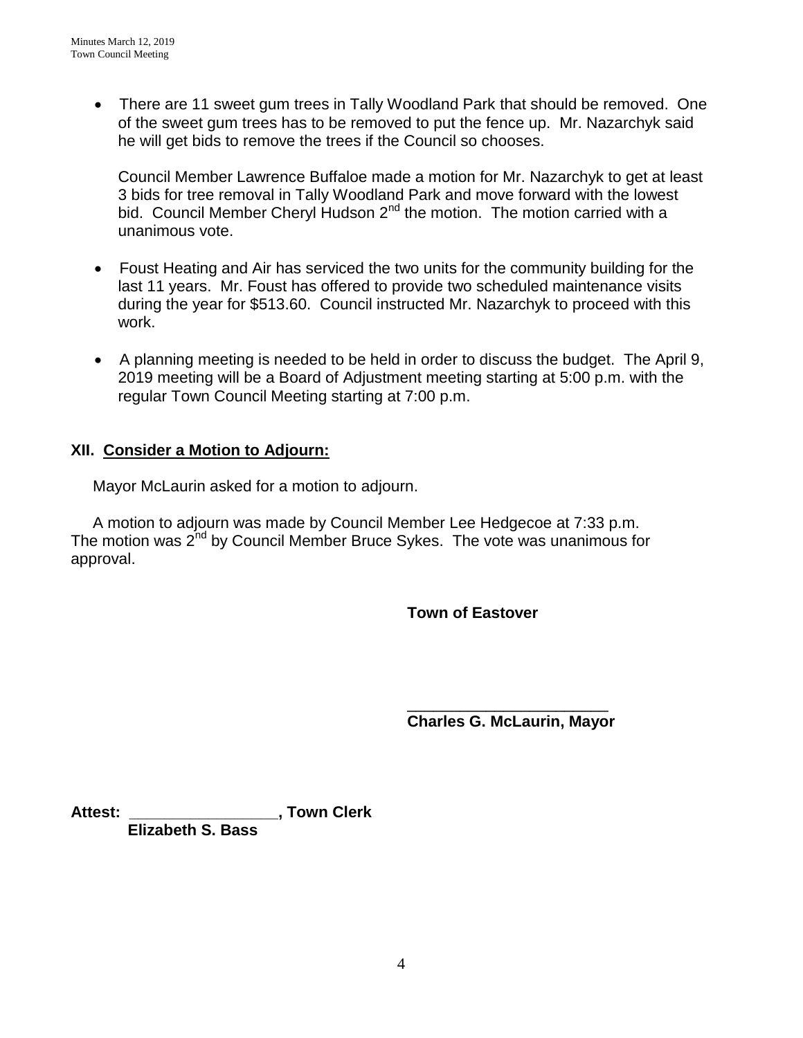- There are 11 sweet gum trees in Tally Woodland Park that should be removed. One of the sweet gum trees has to be removed to put the fence up. Mr. Nazarchyk said he will get bids to remove the trees if the Council so chooses.

  Council Member Lawrence Buffaloe made a motion for Mr. Nazarchyk to get at least 3 bids for tree removal in Tally Woodland Park and move forward with the lowest bid. Council Member Cheryl Hudson 2nd the motion. The motion carried with a unanimous vote.

- Foust Heating and Air has serviced the two units for the community building for the last 11 years. Mr. Foust has offered to provide two scheduled maintenance visits during the year for $513.60. Council instructed Mr. Nazarchyk to proceed with this work.

- A planning meeting is needed to be held in order to discuss the budget. The April 9, 2019 meeting will be a Board of Adjustment meeting starting at 5:00 p.m. with the regular Town Council Meeting starting at 7:00 p.m.

## XII. Consider a Motion to Adjourn:

Mayor McLaurin asked for a motion to adjourn.

A motion to adjourn was made by Council Member Lee Hedgecoe at 7:33 p.m. The motion was 2nd by Council Member Bruce Sykes. The vote was unanimous for approval.

**Town of Eastover**

_______________________
**Charles G. McLaurin, Mayor**

**Attest: _________________, Town Clerk**
**Elizabeth S. Bass**